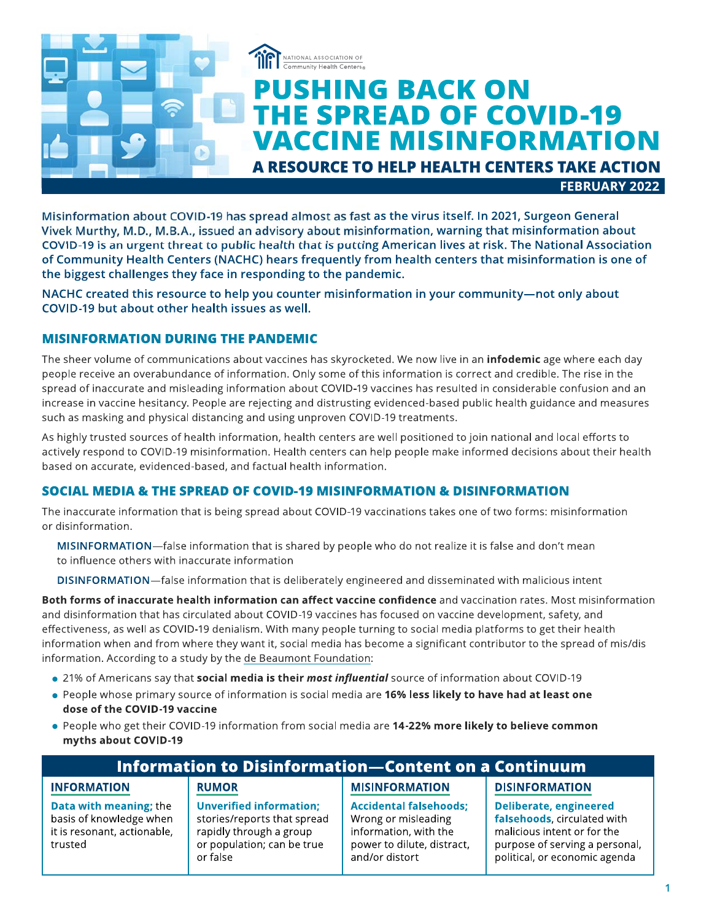NATIONAL ASSOCIATION OF Community Health Centers

# PUSHING BACK ON THE SPREAD OF COVID-19 VACCINE MISINFORMATION

## A RESOURCE TO HELP HEALTH CENTERS TAKE ACTION

**FEBRUARY 2022**

**Misinformation about COVID-19 has spread almost as fast as the virus itself. In 2021, Surgeon General Vivek Murthy, M.D., M.B.A., issued an advisory about misinformation, warning that misinformation about COVID-19 is an urgent threat to public health that is putting American lives at risk. The National Association of Community Health Centers (NACHC) hears frequently from health centers that misinformation is one of the biggest challenges they face in responding to the pandemic.**

**NACHC created this resource to help you counter misinformation in your community—not only about COVID-19 but about other health issues as well.**

## MISINFORMATION DURING THE PANDEMIC

The sheer volume of communications about vaccines has skyrocketed. We now live in an **infodemic** age where each day people receive an overabundance of information. Only some of this information is correct and credible. The rise in the spread of inaccurate and misleading information about COVID-19 vaccines has resulted in considerable confusion and an increase in vaccine hesitancy. People are rejecting and distrusting evidenced-based public health guidance and measures such as masking and physical distancing and using unproven COVID-19 treatments.

As highly trusted sources of health information, health centers are well positioned to join national and local efforts to actively respond to COVID-19 misinformation. Health centers can help people make informed decisions about their health based on accurate, evidenced-based, and factual health information.

## SOCIAL MEDIA & THE SPREAD OF COVID-19 MISINFORMATION & DISINFORMATION

The inaccurate information that is being spread about COVID-19 vaccinations takes one of two forms: misinformation or disinformation.

MISINFORMATION—false information that is shared by people who do not realize it is false and don't mean to influence others with inaccurate information

DISINFORMATION—false information that is deliberately engineered and disseminated with malicious intent

**Both forms of inaccurate health information can affect vaccine confidence** and vaccination rates. Most misinformation and disinformation that has circulated about COVID-19 vaccines has focused on vaccine development, safety, and effectiveness, as well as COVID-19 denialism. With many people turning to social media platforms to get their health information when and from where they want it, social media has become a significant contributor to the spread of mis/dis information. According to a study by the de Beaumont Foundation:

- 21% of Americans say that **social media is their *most influential*** source of information about COVID-19
- People whose primary source of information is social media are **16% less likely to have had at least one dose of the COVID-19 vaccine**
- People who get their COVID-19 information from social media are **14-22% more likely to believe common myths about COVID-19**

**Information to Disinformation—Content on a Continuum**

| INFORMATION | RUMOR | MISINFORMATION | DISINFORMATION |
|---|---|---|---|
| **Data with meaning;** the basis of knowledge when it is resonant, actionable, trusted | **Unverified information;** stories/reports that spread rapidly through a group or population; can be true or false | **Accidental falsehoods;** Wrong or misleading information, with the power to dilute, distract, and/or distort | **Deliberate, engineered falsehoods,** circulated with malicious intent or for the purpose of serving a personal, political, or economic agenda |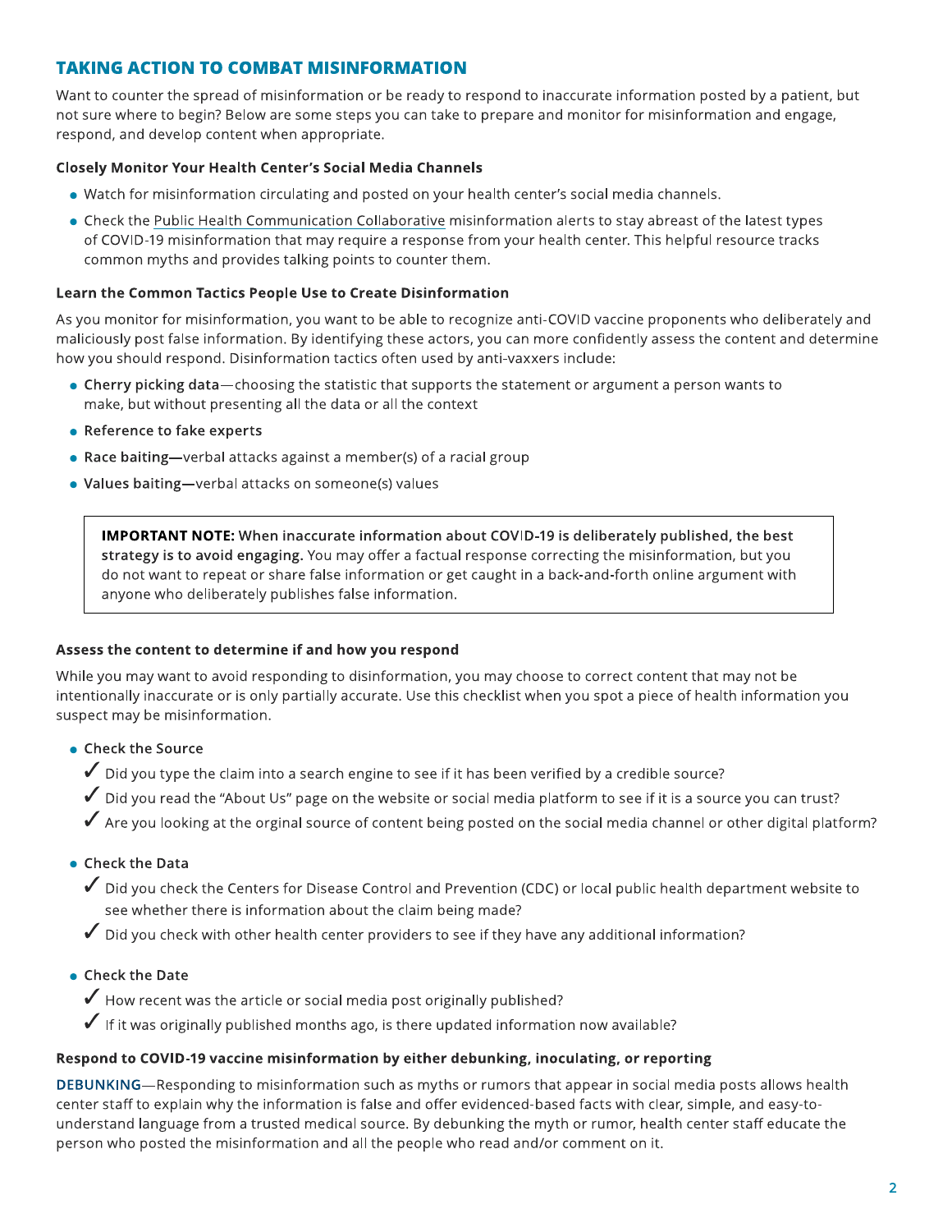## TAKING ACTION TO COMBAT MISINFORMATION

Want to counter the spread of misinformation or be ready to respond to inaccurate information posted by a patient, but not sure where to begin? Below are some steps you can take to prepare and monitor for misinformation and engage, respond, and develop content when appropriate.

### Closely Monitor Your Health Center's Social Media Channels

- Watch for misinformation circulating and posted on your health center's social media channels.
- Check the Public Health Communication Collaborative misinformation alerts to stay abreast of the latest types of COVID-19 misinformation that may require a response from your health center. This helpful resource tracks common myths and provides talking points to counter them.

### Learn the Common Tactics People Use to Create Disinformation

As you monitor for misinformation, you want to be able to recognize anti-COVID vaccine proponents who deliberately and maliciously post false information. By identifying these actors, you can more confidently assess the content and determine how you should respond. Disinformation tactics often used by anti-vaxxers include:

- **Cherry picking data**—choosing the statistic that supports the statement or argument a person wants to make, but without presenting all the data or all the context
- **Reference to fake experts**
- **Race baiting—**verbal attacks against a member(s) of a racial group
- **Values baiting—**verbal attacks on someone(s) values

> **IMPORTANT NOTE: When inaccurate information about COVID-19 is deliberately published, the best strategy is to avoid engaging.** You may offer a factual response correcting the misinformation, but you do not want to repeat or share false information or get caught in a back-and-forth online argument with anyone who deliberately publishes false information.

### Assess the content to determine if and how you respond

While you may want to avoid responding to disinformation, you may choose to correct content that may not be intentionally inaccurate or is only partially accurate. Use this checklist when you spot a piece of health information you suspect may be misinformation.

- **Check the Source**
  - ✓ Did you type the claim into a search engine to see if it has been verified by a credible source?
  - ✓ Did you read the "About Us" page on the website or social media platform to see if it is a source you can trust?
  - ✓ Are you looking at the orginal source of content being posted on the social media channel or other digital platform?
- **Check the Data**
  - ✓ Did you check the Centers for Disease Control and Prevention (CDC) or local public health department website to see whether there is information about the claim being made?
  - ✓ Did you check with other health center providers to see if they have any additional information?
- **Check the Date**
  - ✓ How recent was the article or social media post originally published?
  - ✓ If it was originally published months ago, is there updated information now available?

### Respond to COVID-19 vaccine misinformation by either debunking, inoculating, or reporting

**DEBUNKING**—Responding to misinformation such as myths or rumors that appear in social media posts allows health center staff to explain why the information is false and offer evidenced-based facts with clear, simple, and easy-to-understand language from a trusted medical source. By debunking the myth or rumor, health center staff educate the person who posted the misinformation and all the people who read and/or comment on it.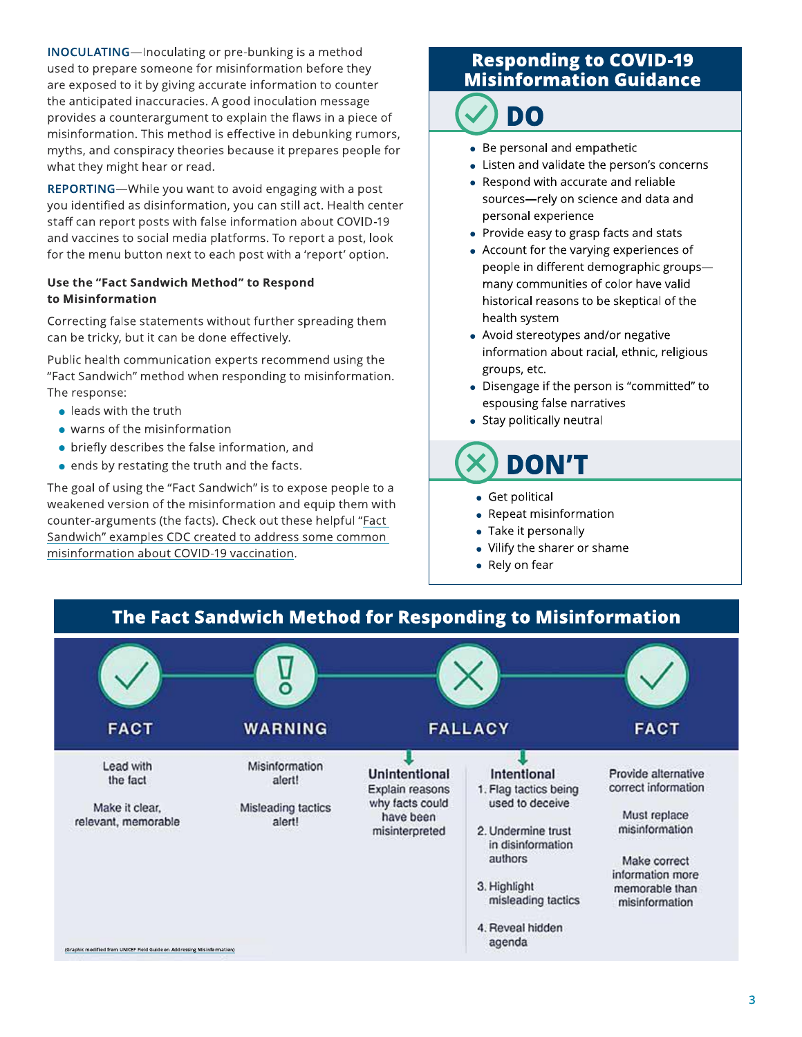**INOCULATING**—Inoculating or pre-bunking is a method used to prepare someone for misinformation before they are exposed to it by giving accurate information to counter the anticipated inaccuracies. A good inoculation message provides a counterargument to explain the flaws in a piece of misinformation. This method is effective in debunking rumors, myths, and conspiracy theories because it prepares people for what they might hear or read.

**REPORTING**—While you want to avoid engaging with a post you identified as disinformation, you can still act. Health center staff can report posts with false information about COVID-19 and vaccines to social media platforms. To report a post, look for the menu button next to each post with a 'report' option.

### Use the "Fact Sandwich Method" to Respond to Misinformation

Correcting false statements without further spreading them can be tricky, but it can be done effectively.

Public health communication experts recommend using the "Fact Sandwich" method when responding to misinformation. The response:

- leads with the truth
- warns of the misinformation
- briefly describes the false information, and
- ends by restating the truth and the facts.

The goal of using the "Fact Sandwich" is to expose people to a weakened version of the misinformation and equip them with counter-arguments (the facts). Check out these helpful "Fact Sandwich" examples CDC created to address some common misinformation about COVID-19 vaccination.

## Responding to COVID-19 Misinformation Guidance

### DO

- Be personal and empathetic
- Listen and validate the person's concerns
- Respond with accurate and reliable sources—rely on science and data and personal experience
- Provide easy to grasp facts and stats
- Account for the varying experiences of people in different demographic groups—many communities of color have valid historical reasons to be skeptical of the health system
- Avoid stereotypes and/or negative information about racial, ethnic, religious groups, etc.
- Disengage if the person is "committed" to espousing false narratives
- Stay politically neutral

### DON'T

- Get political
- Repeat misinformation
- Take it personally
- Vilify the sharer or shame
- Rely on fear

## The Fact Sandwich Method for Responding to Misinformation

| FACT | WARNING | FALLACY | | FACT |
|---|---|---|---|---|
| | | **Unintentional** | **Intentional** | |
| Lead with the fact<br><br>Make it clear, relevant, memorable | Misinformation alert!<br><br>Misleading tactics alert! | Explain reasons why facts could have been misinterpreted | 1. Flag tactics being used to deceive<br><br>2. Undermine trust in disinformation authors<br><br>3. Highlight misleading tactics<br><br>4. Reveal hidden agenda | Provide alternative correct information<br><br>Must replace misinformation<br><br>Make correct information more memorable than misinformation |

(Graphic modified from UNICEF Field Guide on Addressing Misinformation)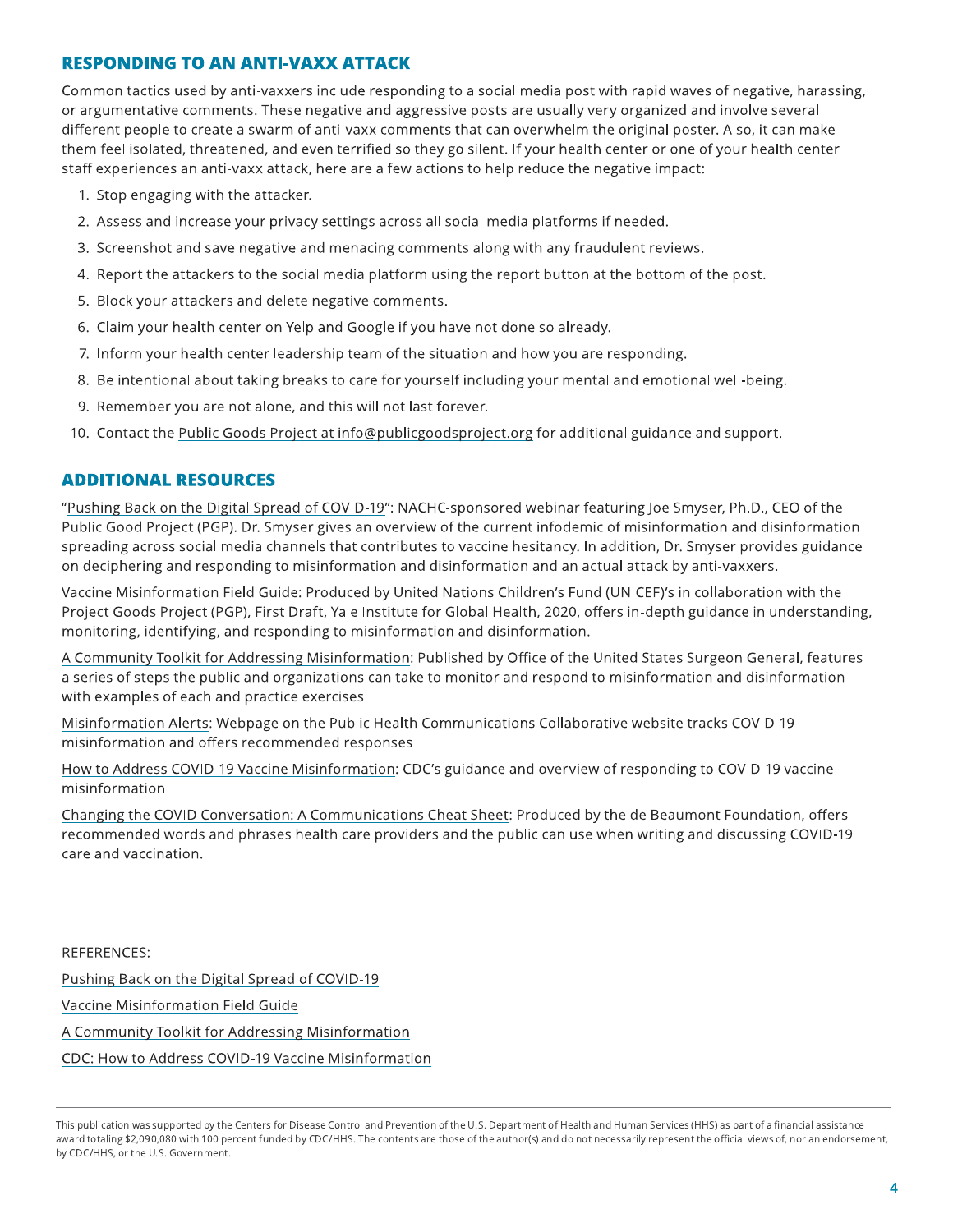## RESPONDING TO AN ANTI-VAXX ATTACK

Common tactics used by anti-vaxxers include responding to a social media post with rapid waves of negative, harassing, or argumentative comments. These negative and aggressive posts are usually very organized and involve several different people to create a swarm of anti-vaxx comments that can overwhelm the original poster. Also, it can make them feel isolated, threatened, and even terrified so they go silent. If your health center or one of your health center staff experiences an anti-vaxx attack, here are a few actions to help reduce the negative impact:

1. Stop engaging with the attacker.
2. Assess and increase your privacy settings across all social media platforms if needed.
3. Screenshot and save negative and menacing comments along with any fraudulent reviews.
4. Report the attackers to the social media platform using the report button at the bottom of the post.
5. Block your attackers and delete negative comments.
6. Claim your health center on Yelp and Google if you have not done so already.
7. Inform your health center leadership team of the situation and how you are responding.
8. Be intentional about taking breaks to care for yourself including your mental and emotional well-being.
9. Remember you are not alone, and this will not last forever.
10. Contact the Public Goods Project at info@publicgoodsproject.org for additional guidance and support.

## ADDITIONAL RESOURCES

"Pushing Back on the Digital Spread of COVID-19": NACHC-sponsored webinar featuring Joe Smyser, Ph.D., CEO of the Public Good Project (PGP). Dr. Smyser gives an overview of the current infodemic of misinformation and disinformation spreading across social media channels that contributes to vaccine hesitancy. In addition, Dr. Smyser provides guidance on deciphering and responding to misinformation and disinformation and an actual attack by anti-vaxxers.

Vaccine Misinformation Field Guide: Produced by United Nations Children's Fund (UNICEF)'s in collaboration with the Project Goods Project (PGP), First Draft, Yale Institute for Global Health, 2020, offers in-depth guidance in understanding, monitoring, identifying, and responding to misinformation and disinformation.

A Community Toolkit for Addressing Misinformation: Published by Office of the United States Surgeon General, features a series of steps the public and organizations can take to monitor and respond to misinformation and disinformation with examples of each and practice exercises

Misinformation Alerts: Webpage on the Public Health Communications Collaborative website tracks COVID-19 misinformation and offers recommended responses

How to Address COVID-19 Vaccine Misinformation: CDC's guidance and overview of responding to COVID-19 vaccine misinformation

Changing the COVID Conversation: A Communications Cheat Sheet: Produced by the de Beaumont Foundation, offers recommended words and phrases health care providers and the public can use when writing and discussing COVID-19 care and vaccination.

REFERENCES:

Pushing Back on the Digital Spread of COVID-19

Vaccine Misinformation Field Guide

A Community Toolkit for Addressing Misinformation

CDC: How to Address COVID-19 Vaccine Misinformation

This publication was supported by the Centers for Disease Control and Prevention of the U.S. Department of Health and Human Services (HHS) as part of a financial assistance award totaling $2,090,080 with 100 percent funded by CDC/HHS. The contents are those of the author(s) and do not necessarily represent the official views of, nor an endorsement, by CDC/HHS, or the U.S. Government.